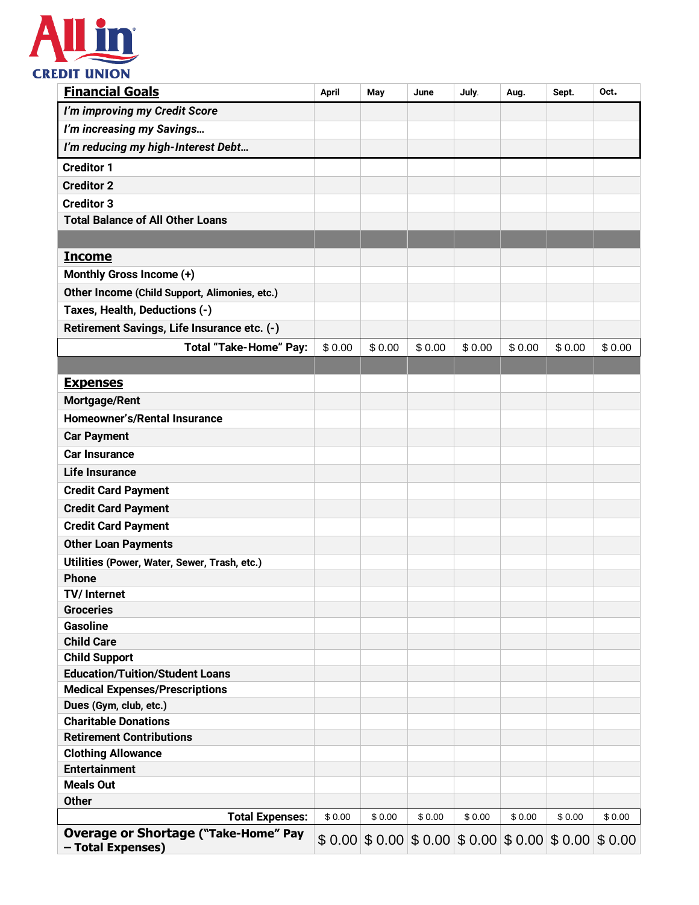**All in CREDIT UNION**

| **Financial Goals** | April | May | June | July. | Aug. | Sept. | Oct. |
|---|---|---|---|---|---|---|---|
| *I'm improving my Credit Score* | | | | | | | |
| *I'm increasing my Savings…* | | | | | | | |
| *I'm reducing my high-Interest Debt…* | | | | | | | |
| Creditor 1 | | | | | | | |
| Creditor 2 | | | | | | | |
| Creditor 3 | | | | | | | |
| Total Balance of All Other Loans | | | | | | | |
| | | | | | | | |
| **Income** | | | | | | | |
| Monthly Gross Income (+) | | | | | | | |
| Other Income (Child Support, Alimonies, etc.) | | | | | | | |
| Taxes, Health, Deductions (-) | | | | | | | |
| Retirement Savings, Life Insurance etc. (-) | | | | | | | |
| **Total "Take-Home" Pay:** | $ 0.00 | $ 0.00 | $ 0.00 | $ 0.00 | $ 0.00 | $ 0.00 | $ 0.00 |
| | | | | | | | |
| **Expenses** | | | | | | | |
| Mortgage/Rent | | | | | | | |
| Homeowner's/Rental Insurance | | | | | | | |
| Car Payment | | | | | | | |
| Car Insurance | | | | | | | |
| Life Insurance | | | | | | | |
| Credit Card Payment | | | | | | | |
| Credit Card Payment | | | | | | | |
| Credit Card Payment | | | | | | | |
| Other Loan Payments | | | | | | | |
| Utilities (Power, Water, Sewer, Trash, etc.) | | | | | | | |
| Phone | | | | | | | |
| TV/ Internet | | | | | | | |
| Groceries | | | | | | | |
| Gasoline | | | | | | | |
| Child Care | | | | | | | |
| Child Support | | | | | | | |
| Education/Tuition/Student Loans | | | | | | | |
| Medical Expenses/Prescriptions | | | | | | | |
| Dues (Gym, club, etc.) | | | | | | | |
| Charitable Donations | | | | | | | |
| Retirement Contributions | | | | | | | |
| Clothing Allowance | | | | | | | |
| Entertainment | | | | | | | |
| Meals Out | | | | | | | |
| Other | | | | | | | |
| **Total Expenses:** | $ 0.00 | $ 0.00 | $ 0.00 | $ 0.00 | $ 0.00 | $ 0.00 | $ 0.00 |
| **Overage or Shortage ("Take-Home" Pay – Total Expenses)** | $ 0.00 | $ 0.00 | $ 0.00 | $ 0.00 | $ 0.00 | $ 0.00 | $ 0.00 |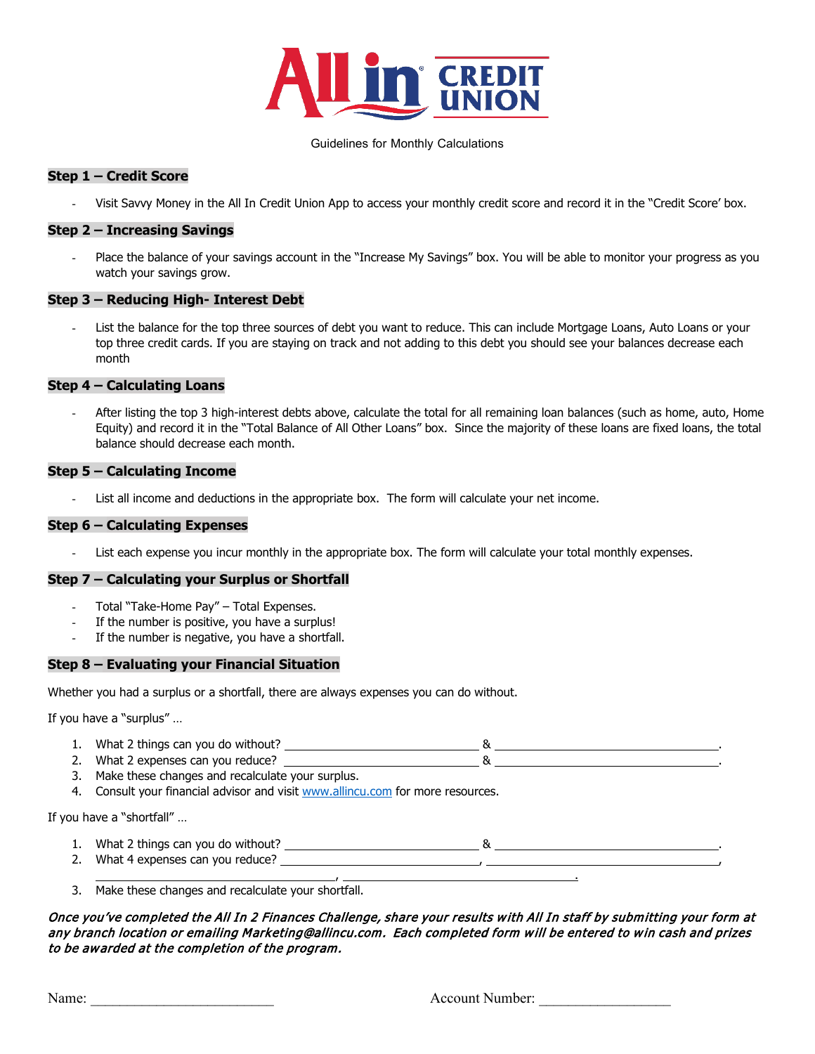All in CREDIT UNION

Guidelines for Monthly Calculations

## Step 1 – Credit Score

- Visit Savvy Money in the All In Credit Union App to access your monthly credit score and record it in the "Credit Score' box.

## Step 2 – Increasing Savings

- Place the balance of your savings account in the "Increase My Savings" box. You will be able to monitor your progress as you watch your savings grow.

## Step 3 – Reducing High- Interest Debt

- List the balance for the top three sources of debt you want to reduce. This can include Mortgage Loans, Auto Loans or your top three credit cards. If you are staying on track and not adding to this debt you should see your balances decrease each month

## Step 4 – Calculating Loans

- After listing the top 3 high-interest debts above, calculate the total for all remaining loan balances (such as home, auto, Home Equity) and record it in the "Total Balance of All Other Loans" box. Since the majority of these loans are fixed loans, the total balance should decrease each month.

## Step 5 – Calculating Income

- List all income and deductions in the appropriate box. The form will calculate your net income.

## Step 6 – Calculating Expenses

- List each expense you incur monthly in the appropriate box. The form will calculate your total monthly expenses.

## Step 7 – Calculating your Surplus or Shortfall

- Total "Take-Home Pay" – Total Expenses.
- If the number is positive, you have a surplus!
- If the number is negative, you have a shortfall.

## Step 8 – Evaluating your Financial Situation

Whether you had a surplus or a shortfall, there are always expenses you can do without.

If you have a "surplus" …

1. What 2 things can you do without? ______________________ & ______________________.
2. What 2 expenses can you reduce? ______________________ & ______________________.
3. Make these changes and recalculate your surplus.
4. Consult your financial advisor and visit www.allincu.com for more resources.

If you have a "shortfall" …

1. What 2 things can you do without? ______________________ & ______________________.
2. What 4 expenses can you reduce? ______________________, ______________________, ______________________, ______________________.
3. Make these changes and recalculate your shortfall.

***Once you've completed the All In 2 Finances Challenge, share your results with All In staff by submitting your form at any branch location or emailing Marketing@allincu.com. Each completed form will be entered to win cash and prizes to be awarded at the completion of the program.***

Name: ______________________ Account Number: ______________________